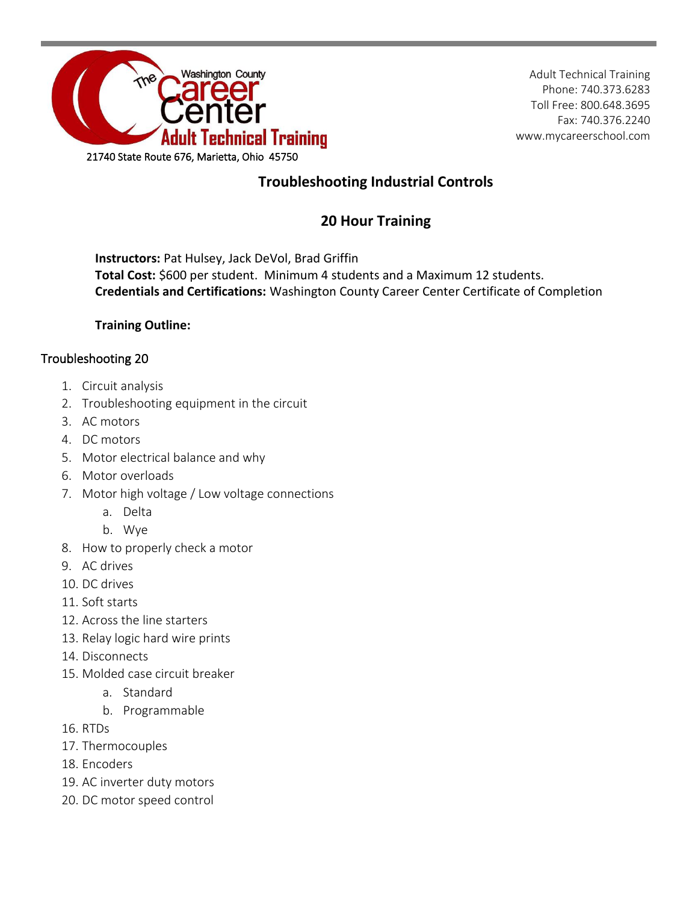The Washington County Career Center
Adult Technical Training

21740 State Route 676, Marietta, Ohio 45750

Adult Technical Training
Phone: 740.373.6283
Toll Free: 800.648.3695
Fax: 740.376.2240
www.mycareerschool.com

# Troubleshooting Industrial Controls

## 20 Hour Training

**Instructors:** Pat Hulsey, Jack DeVol, Brad Griffin
**Total Cost:** $600 per student. Minimum 4 students and a Maximum 12 students.
**Credentials and Certifications:** Washington County Career Center Certificate of Completion

**Training Outline:**

### Troubleshooting 20

1. Circuit analysis
2. Troubleshooting equipment in the circuit
3. AC motors
4. DC motors
5. Motor electrical balance and why
6. Motor overloads
7. Motor high voltage / Low voltage connections
    a. Delta
    b. Wye
8. How to properly check a motor
9. AC drives
10. DC drives
11. Soft starts
12. Across the line starters
13. Relay logic hard wire prints
14. Disconnects
15. Molded case circuit breaker
    a. Standard
    b. Programmable
16. RTDs
17. Thermocouples
18. Encoders
19. AC inverter duty motors
20. DC motor speed control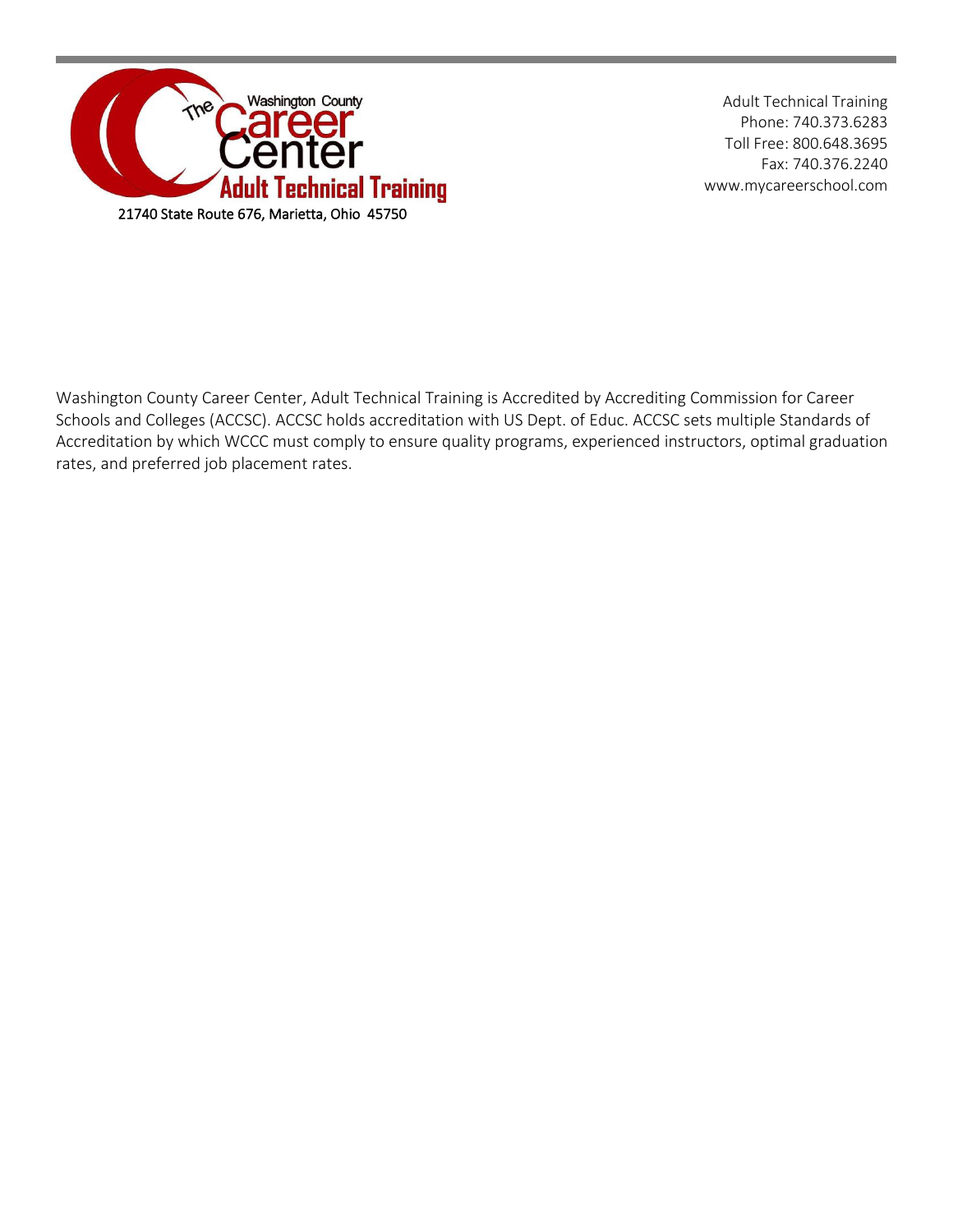The Washington County Career Center Adult Technical Training

21740 State Route 676, Marietta, Ohio 45750

Adult Technical Training
Phone: 740.373.6283
Toll Free: 800.648.3695
Fax: 740.376.2240
www.mycareerschool.com

Washington County Career Center, Adult Technical Training is Accredited by Accrediting Commission for Career Schools and Colleges (ACCSC). ACCSC holds accreditation with US Dept. of Educ. ACCSC sets multiple Standards of Accreditation by which WCCC must comply to ensure quality programs, experienced instructors, optimal graduation rates, and preferred job placement rates.